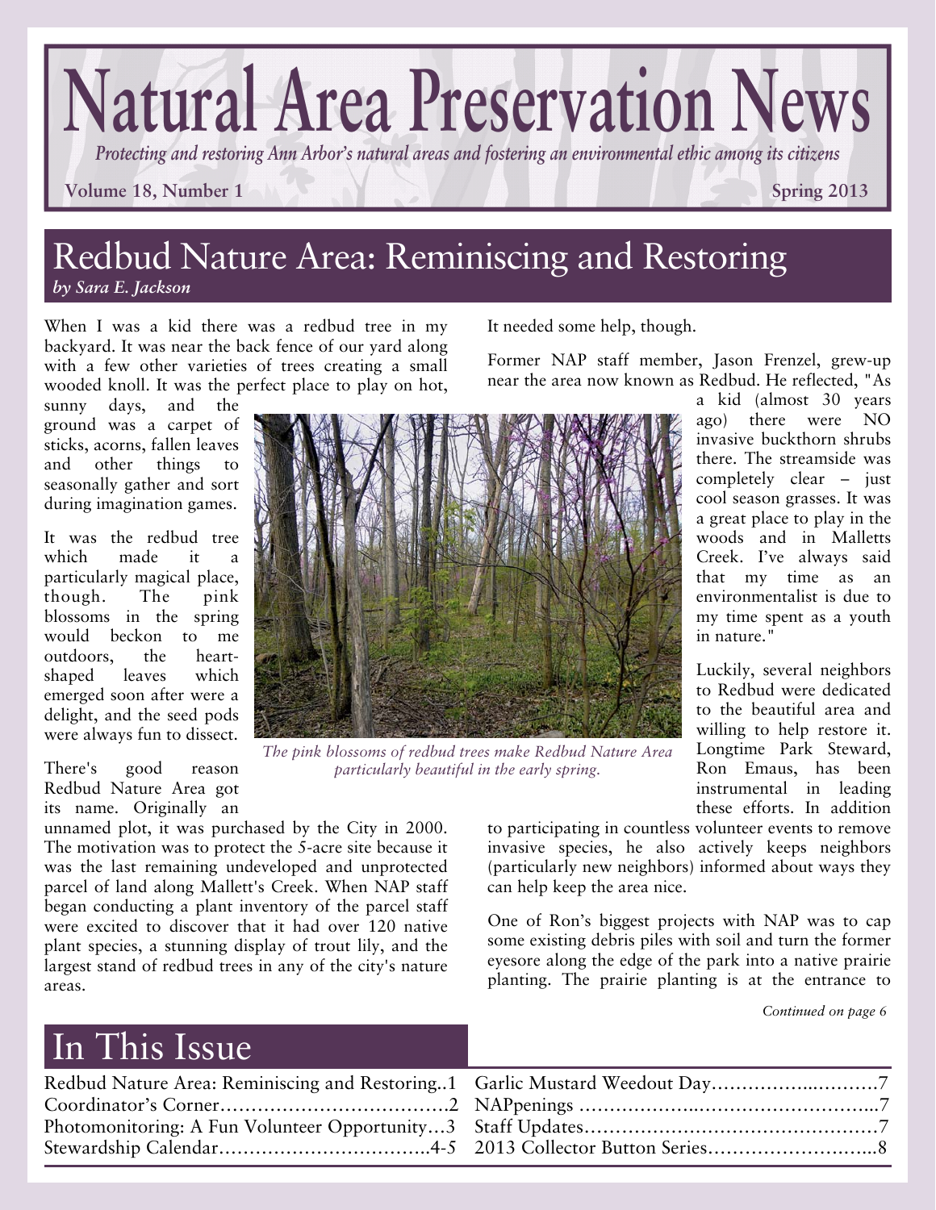# Natural Area Preservation News

*Protecting and restoring Ann Arbor's natural areas and fostering an environmental ethic among its citizens*

**Volume 18, Number 1** **Spring 2013**

## Redbud Nature Area: Reminiscing and Restoring

*by Sara E. Jackson*

When I was a kid there was a redbud tree in my backyard. It was near the back fence of our yard along with a few other varieties of trees creating a small wooded knoll. It was the perfect place to play on hot, sunny days, and the ground was a carpet of sticks, acorns, fallen leaves and other things to seasonally gather and sort during imagination games.

It was the redbud tree which made it a particularly magical place, though. The pink blossoms in the spring would beckon to me outdoors, the heart-shaped leaves which emerged soon after were a delight, and the seed pods were always fun to dissect.

*The pink blossoms of redbud trees make Redbud Nature Area particularly beautiful in the early spring.*

There's good reason Redbud Nature Area got its name. Originally an unnamed plot, it was purchased by the City in 2000. The motivation was to protect the 5-acre site because it was the last remaining undeveloped and unprotected parcel of land along Mallett's Creek. When NAP staff began conducting a plant inventory of the parcel staff were excited to discover that it had over 120 native plant species, a stunning display of trout lily, and the largest stand of redbud trees in any of the city's nature areas.

It needed some help, though.

Former NAP staff member, Jason Frenzel, grew-up near the area now known as Redbud. He reflected, "As a kid (almost 30 years ago) there were NO invasive buckthorn shrubs there. The streamside was completely clear – just cool season grasses. It was a great place to play in the woods and in Malletts Creek. I've always said that my time as an environmentalist is due to my time spent as a youth in nature."

Luckily, several neighbors to Redbud were dedicated to the beautiful area and willing to help restore it. Longtime Park Steward, Ron Emaus, has been instrumental in leading these efforts. In addition to participating in countless volunteer events to remove invasive species, he also actively keeps neighbors (particularly new neighbors) informed about ways they can help keep the area nice.

One of Ron's biggest projects with NAP was to cap some existing debris piles with soil and turn the former eyesore along the edge of the park into a native prairie planting. The prairie planting is at the entrance to

*Continued on page 6*

## In This Issue

- Redbud Nature Area: Reminiscing and Restoring..1
- Coordinator's Corner..................................2
- Photomonitoring: A Fun Volunteer Opportunity...3
- Stewardship Calendar................................4-5
- Garlic Mustard Weedout Day..........................7
- NAPpenings ...........................................7
- Staff Updates..........................................7
- 2013 Collector Button Series..........................8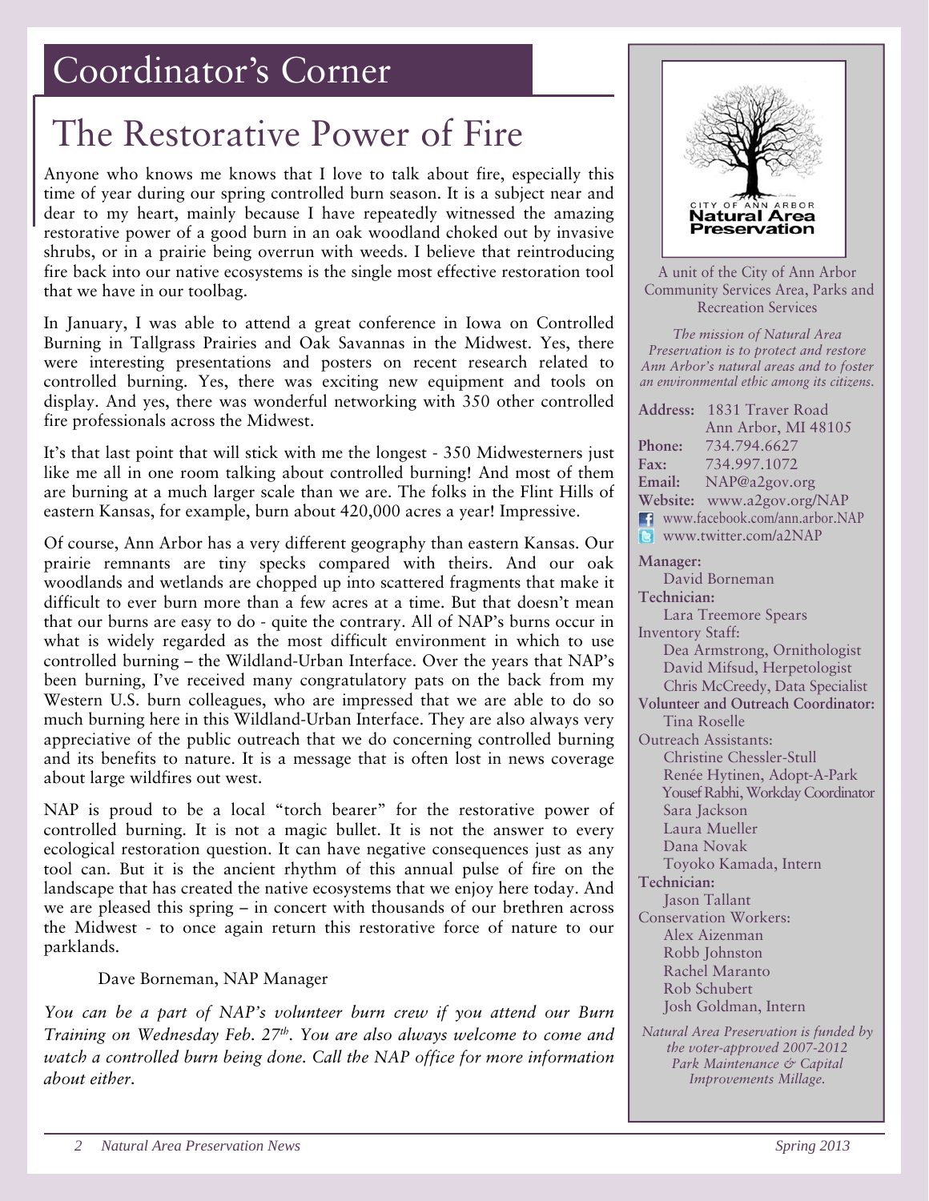# Coordinator's Corner

## The Restorative Power of Fire

Anyone who knows me knows that I love to talk about fire, especially this time of year during our spring controlled burn season. It is a subject near and dear to my heart, mainly because I have repeatedly witnessed the amazing restorative power of a good burn in an oak woodland choked out by invasive shrubs, or in a prairie being overrun with weeds. I believe that reintroducing fire back into our native ecosystems is the single most effective restoration tool that we have in our toolbag.

In January, I was able to attend a great conference in Iowa on Controlled Burning in Tallgrass Prairies and Oak Savannas in the Midwest. Yes, there were interesting presentations and posters on recent research related to controlled burning. Yes, there was exciting new equipment and tools on display. And yes, there was wonderful networking with 350 other controlled fire professionals across the Midwest.

It's that last point that will stick with me the longest - 350 Midwesterners just like me all in one room talking about controlled burning! And most of them are burning at a much larger scale than we are. The folks in the Flint Hills of eastern Kansas, for example, burn about 420,000 acres a year! Impressive.

Of course, Ann Arbor has a very different geography than eastern Kansas. Our prairie remnants are tiny specks compared with theirs. And our oak woodlands and wetlands are chopped up into scattered fragments that make it difficult to ever burn more than a few acres at a time. But that doesn't mean that our burns are easy to do - quite the contrary. All of NAP's burns occur in what is widely regarded as the most difficult environment in which to use controlled burning – the Wildland-Urban Interface. Over the years that NAP's been burning, I've received many congratulatory pats on the back from my Western U.S. burn colleagues, who are impressed that we are able to do so much burning here in this Wildland-Urban Interface. They are also always very appreciative of the public outreach that we do concerning controlled burning and its benefits to nature. It is a message that is often lost in news coverage about large wildfires out west.

NAP is proud to be a local "torch bearer" for the restorative power of controlled burning. It is not a magic bullet. It is not the answer to every ecological restoration question. It can have negative consequences just as any tool can. But it is the ancient rhythm of this annual pulse of fire on the landscape that has created the native ecosystems that we enjoy here today. And we are pleased this spring – in concert with thousands of our brethren across the Midwest - to once again return this restorative force of nature to our parklands.

Dave Borneman, NAP Manager

*You can be a part of NAP's volunteer burn crew if you attend our Burn Training on Wednesday Feb. 27th. You are also always welcome to come and watch a controlled burn being done. Call the NAP office for more information about either.*

---

CITY OF ANN ARBOR
**Natural Area Preservation**

A unit of the City of Ann Arbor Community Services Area, Parks and Recreation Services

*The mission of Natural Area Preservation is to protect and restore Ann Arbor's natural areas and to foster an environmental ethic among its citizens.*

**Address:** 1831 Traver Road
Ann Arbor, MI 48105
**Phone:** 734.794.6627
**Fax:** 734.997.1072
**Email:** NAP@a2gov.org
**Website:** www.a2gov.org/NAP
www.facebook.com/ann.arbor.NAP
www.twitter.com/a2NAP

**Manager:**
David Borneman
**Technician:**
Lara Treemore Spears
Inventory Staff:
Dea Armstrong, Ornithologist
David Mifsud, Herpetologist
Chris McCreedy, Data Specialist
**Volunteer and Outreach Coordinator:**
Tina Roselle
Outreach Assistants:
Christine Chessler-Stull
Renée Hytinen, Adopt-A-Park
Yousef Rabhi, Workday Coordinator
Sara Jackson
Laura Mueller
Dana Novak
Toyoko Kamada, Intern
**Technician:**
Jason Tallant
Conservation Workers:
Alex Aizenman
Robb Johnston
Rachel Maranto
Rob Schubert
Josh Goldman, Intern

*Natural Area Preservation is funded by the voter-approved 2007-2012 Park Maintenance & Capital Improvements Millage.*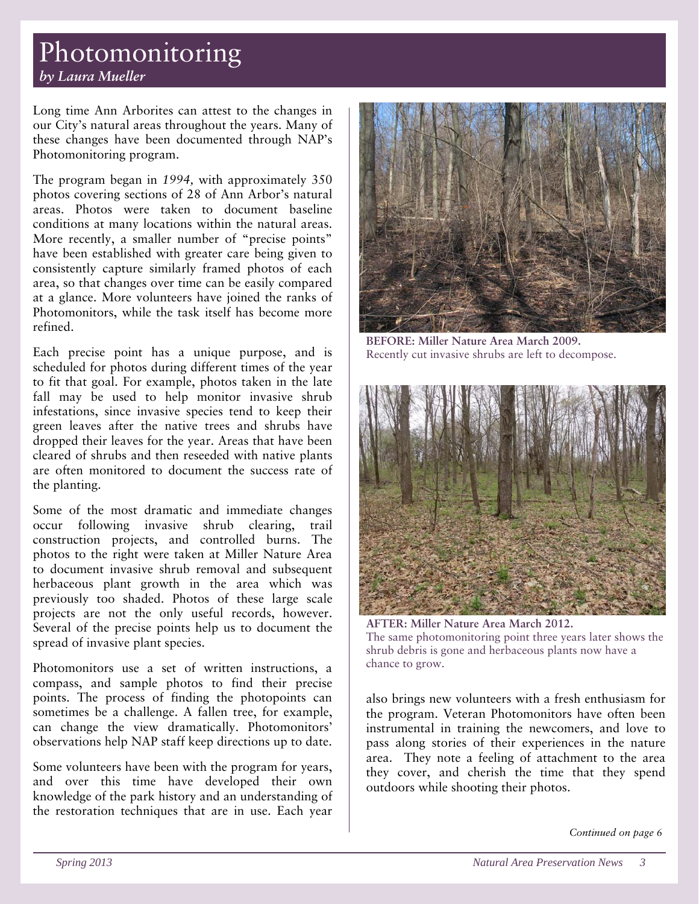# Photomonitoring

*by Laura Mueller*

Long time Ann Arborites can attest to the changes in our City's natural areas throughout the years. Many of these changes have been documented through NAP's Photomonitoring program.

The program began in *1994,* with approximately 350 photos covering sections of 28 of Ann Arbor's natural areas. Photos were taken to document baseline conditions at many locations within the natural areas. More recently, a smaller number of "precise points" have been established with greater care being given to consistently capture similarly framed photos of each area, so that changes over time can be easily compared at a glance. More volunteers have joined the ranks of Photomonitors, while the task itself has become more refined.

Each precise point has a unique purpose, and is scheduled for photos during different times of the year to fit that goal. For example, photos taken in the late fall may be used to help monitor invasive shrub infestations, since invasive species tend to keep their green leaves after the native trees and shrubs have dropped their leaves for the year. Areas that have been cleared of shrubs and then reseeded with native plants are often monitored to document the success rate of the planting.

Some of the most dramatic and immediate changes occur following invasive shrub clearing, trail construction projects, and controlled burns. The photos to the right were taken at Miller Nature Area to document invasive shrub removal and subsequent herbaceous plant growth in the area which was previously too shaded. Photos of these large scale projects are not the only useful records, however. Several of the precise points help us to document the spread of invasive plant species.

Photomonitors use a set of written instructions, a compass, and sample photos to find their precise points. The process of finding the photopoints can sometimes be a challenge. A fallen tree, for example, can change the view dramatically. Photomonitors' observations help NAP staff keep directions up to date.

Some volunteers have been with the program for years, and over this time have developed their own knowledge of the park history and an understanding of the restoration techniques that are in use. Each year also brings new volunteers with a fresh enthusiasm for the program. Veteran Photomonitors have often been instrumental in training the newcomers, and love to pass along stories of their experiences in the nature area. They note a feeling of attachment to the area they cover, and cherish the time that they spend outdoors while shooting their photos.

**BEFORE: Miller Nature Area March 2009.**
Recently cut invasive shrubs are left to decompose.

**AFTER: Miller Nature Area March 2012.**
The same photomonitoring point three years later shows the shrub debris is gone and herbaceous plants now have a chance to grow.

*Continued on page 6*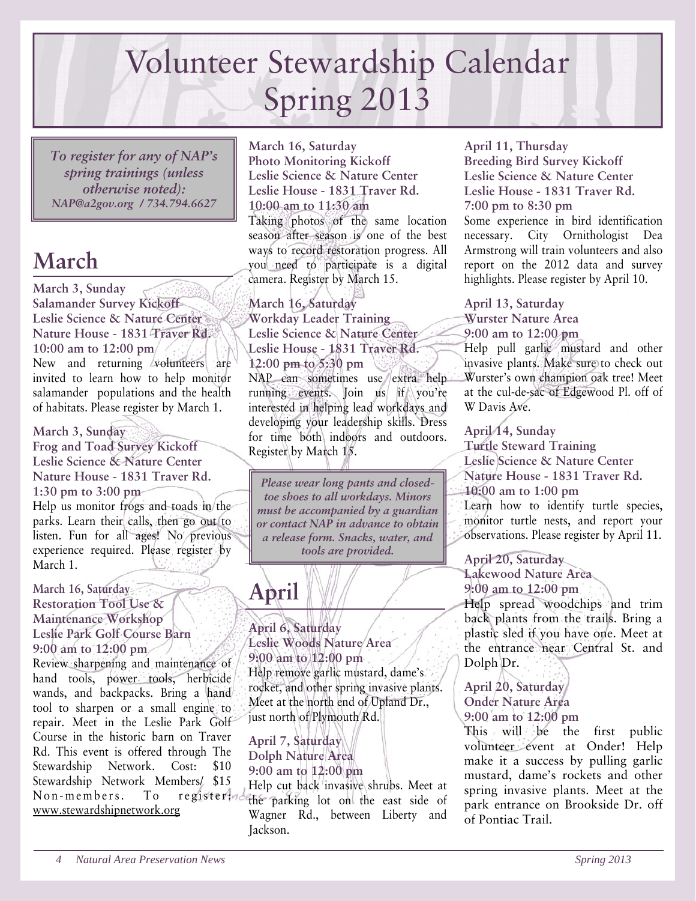# Volunteer Stewardship Calendar Spring 2013

***To register for any of NAP's spring trainings (unless otherwise noted):***
***NAP@a2gov.org / 734.794.6627***

## March

**March 3, Sunday**
**Salamander Survey Kickoff**
**Leslie Science & Nature Center**
**Nature House - 1831 Traver Rd.**
**10:00 am to 12:00 pm**
New and returning volunteers are invited to learn how to help monitor salamander populations and the health of habitats. Please register by March 1.

**March 3, Sunday**
**Frog and Toad Survey Kickoff**
**Leslie Science & Nature Center**
**Nature House - 1831 Traver Rd.**
**1:30 pm to 3:00 pm**
Help us monitor frogs and toads in the parks. Learn their calls, then go out to listen. Fun for all ages! No previous experience required. Please register by March 1.

**March 16, Saturday**
**Restoration Tool Use & Maintenance Workshop**
**Leslie Park Golf Course Barn**
**9:00 am to 12:00 pm**
Review sharpening and maintenance of hand tools, power tools, herbicide wands, and backpacks. Bring a hand tool to sharpen or a small engine to repair. Meet in the Leslie Park Golf Course in the historic barn on Traver Rd. This event is offered through The Stewardship Network. Cost: $10 Stewardship Network Members/ $15 Non-members. To register: www.stewardshipnetwork.org

**March 16, Saturday**
**Photo Monitoring Kickoff**
**Leslie Science & Nature Center**
**Leslie House - 1831 Traver Rd.**
**10:00 am to 11:30 am**
Taking photos of the same location season after season is one of the best ways to record restoration progress. All you need to participate is a digital camera. Register by March 15.

**March 16, Saturday**
**Workday Leader Training**
**Leslie Science & Nature Center**
**Leslie House - 1831 Traver Rd.**
**12:00 pm to 5:30 pm**
NAP can sometimes use extra help running events. Join us if you're interested in helping lead workdays and developing your leadership skills. Dress for time both indoors and outdoors. Register by March 15.

***Please wear long pants and closed-toe shoes to all workdays. Minors must be accompanied by a guardian or contact NAP in advance to obtain a release form. Snacks, water, and tools are provided.***

## April

**April 6, Saturday**
**Leslie Woods Nature Area**
**9:00 am to 12:00 pm**
Help remove garlic mustard, dame's rocket, and other spring invasive plants. Meet at the north end of Upland Dr., just north of Plymouth Rd.

**April 7, Saturday**
**Dolph Nature Area**
**9:00 am to 12:00 pm**
Help cut back invasive shrubs. Meet at the parking lot on the east side of Wagner Rd., between Liberty and Jackson.

**April 11, Thursday**
**Breeding Bird Survey Kickoff**
**Leslie Science & Nature Center**
**Leslie House - 1831 Traver Rd.**
**7:00 pm to 8:30 pm**
Some experience in bird identification necessary. City Ornithologist Dea Armstrong will train volunteers and also report on the 2012 data and survey highlights. Please register by April 10.

**April 13, Saturday**
**Wurster Nature Area**
**9:00 am to 12:00 pm**
Help pull garlic mustard and other invasive plants. Make sure to check out Wurster's own champion oak tree! Meet at the cul-de-sac of Edgewood Pl. off of W Davis Ave.

**April 14, Sunday**
**Turtle Steward Training**
**Leslie Science & Nature Center**
**Nature House - 1831 Traver Rd.**
**10:00 am to 1:00 pm**
Learn how to identify turtle species, monitor turtle nests, and report your observations. Please register by April 11.

**April 20, Saturday**
**Lakewood Nature Area**
**9:00 am to 12:00 pm**
Help spread woodchips and trim back plants from the trails. Bring a plastic sled if you have one. Meet at the entrance near Central St. and Dolph Dr.

**April 20, Saturday**
**Onder Nature Area**
**9:00 am to 12:00 pm**
This will be the first public volunteer event at Onder! Help make it a success by pulling garlic mustard, dame's rockets and other spring invasive plants. Meet at the park entrance on Brookside Dr. off of Pontiac Trail.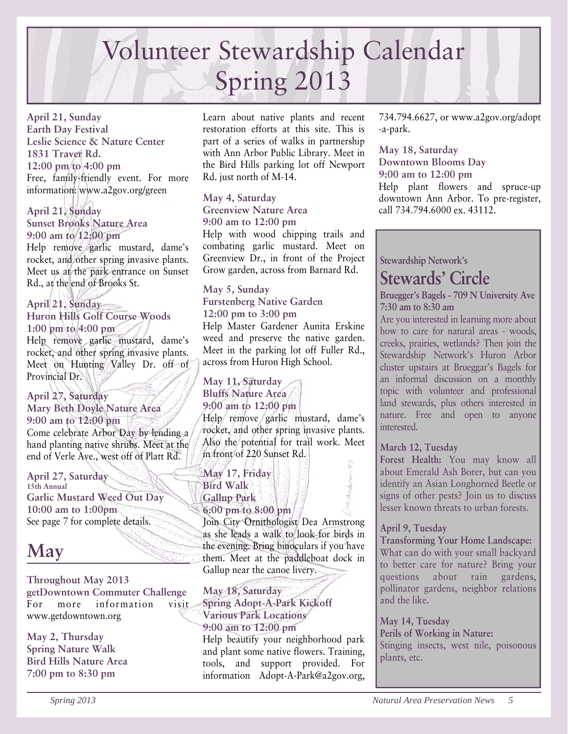# Volunteer Stewardship Calendar Spring 2013

**April 21, Sunday**
**Earth Day Festival**
**Leslie Science & Nature Center**
**1831 Traver Rd.**
**12:00 pm to 4:00 pm**
Free, family-friendly event. For more information: www.a2gov.org/green

**April 21, Sunday**
**Sunset Brooks Nature Area**
**9:00 am to 12:00 pm**
Help remove garlic mustard, dame's rocket, and other spring invasive plants. Meet us at the park entrance on Sunset Rd., at the end of Brooks St.

**April 21, Sunday**
**Huron Hills Golf Course Woods**
**1:00 pm to 4:00 pm**
Help remove garlic mustard, dame's rocket, and other spring invasive plants. Meet on Hunting Valley Dr. off of Provincial Dr.

**April 27, Saturday**
**Mary Beth Doyle Nature Area**
**9:00 am to 12:00 pm**
Come celebrate Arbor Day by lending a hand planting native shrubs. Meet at the end of Verle Ave., west off of Platt Rd.

**April 27, Saturday**
**15th Annual**
**Garlic Mustard Weed Out Day**
**10:00 am to 1:00pm**
See page 7 for complete details.

## May

**Throughout May 2013**
**getDowntown Commuter Challenge**
For more information visit www.getdowntown.org

**May 2, Thursday**
**Spring Nature Walk**
**Bird Hills Nature Area**
**7:00 pm to 8:30 pm**
Learn about native plants and recent restoration efforts at this site. This is part of a series of walks in partnership with Ann Arbor Public Library. Meet in the Bird Hills parking lot off Newport Rd. just north of M-14.

**May 4, Saturday**
**Greenview Nature Area**
**9:00 am to 12:00 pm**
Help with wood chipping trails and combating garlic mustard. Meet on Greenview Dr., in front of the Project Grow garden, across from Barnard Rd.

**May 5, Sunday**
**Furstenberg Native Garden**
**12:00 pm to 3:00 pm**
Help Master Gardener Aunita Erskine weed and preserve the native garden. Meet in the parking lot off Fuller Rd., across from Huron High School.

**May 11, Saturday**
**Bluffs Nature Area**
**9:00 am to 12:00 pm**
Help remove garlic mustard, dame's rocket, and other spring invasive plants. Also the potential for trail work. Meet in front of 220 Sunset Rd.

**May 17, Friday**
**Bird Walk**
**Gallup Park**
**6:00 pm to 8:00 pm**
Join City Ornithologist Dea Armstrong as she leads a walk to look for birds in the evening. Bring binoculars if you have them. Meet at the paddleboat dock in Gallup near the canoe livery.

**May 18, Saturday**
**Spring Adopt-A-Park Kickoff**
**Various Park Locations**
**9:00 am to 12:00 pm**
Help beautify your neighborhood park and plant some native flowers. Training, tools, and support provided. For information Adopt-A-Park@a2gov.org, 734.794.6627, or www.a2gov.org/adopt-a-park.

**May 18, Saturday**
**Downtown Blooms Day**
**9:00 am to 12:00 pm**
Help plant flowers and spruce-up downtown Ann Arbor. To pre-register, call 734.794.6000 ex. 43112.

---

Stewardship Network's

## Stewards' Circle

**Bruegger's Bagels - 709 N University Ave**
**7:30 am to 8:30 am**
Are you interested in learning more about how to care for natural areas - woods, creeks, prairies, wetlands? Then join the Stewardship Network's Huron Arbor cluster upstairs at Brueggar's Bagels for an informal discussion on a monthly topic with volunteer and professional land stewards, plus others interested in nature. Free and open to anyone interested.

**March 12, Tuesday**
**Forest Health:** You may know all about Emerald Ash Borer, but can you identify an Asian Longhorned Beetle or signs of other pests? Join us to discuss lesser known threats to urban forests.

**April 9, Tuesday**
**Transforming Your Home Landscape:** What can do with your small backyard to better care for nature? Bring your questions about rain gardens, pollinator gardens, neighbor relations and the like.

**May 14, Tuesday**
**Perils of Working in Nature:** Stinging insects, west nile, poisonous plants, etc.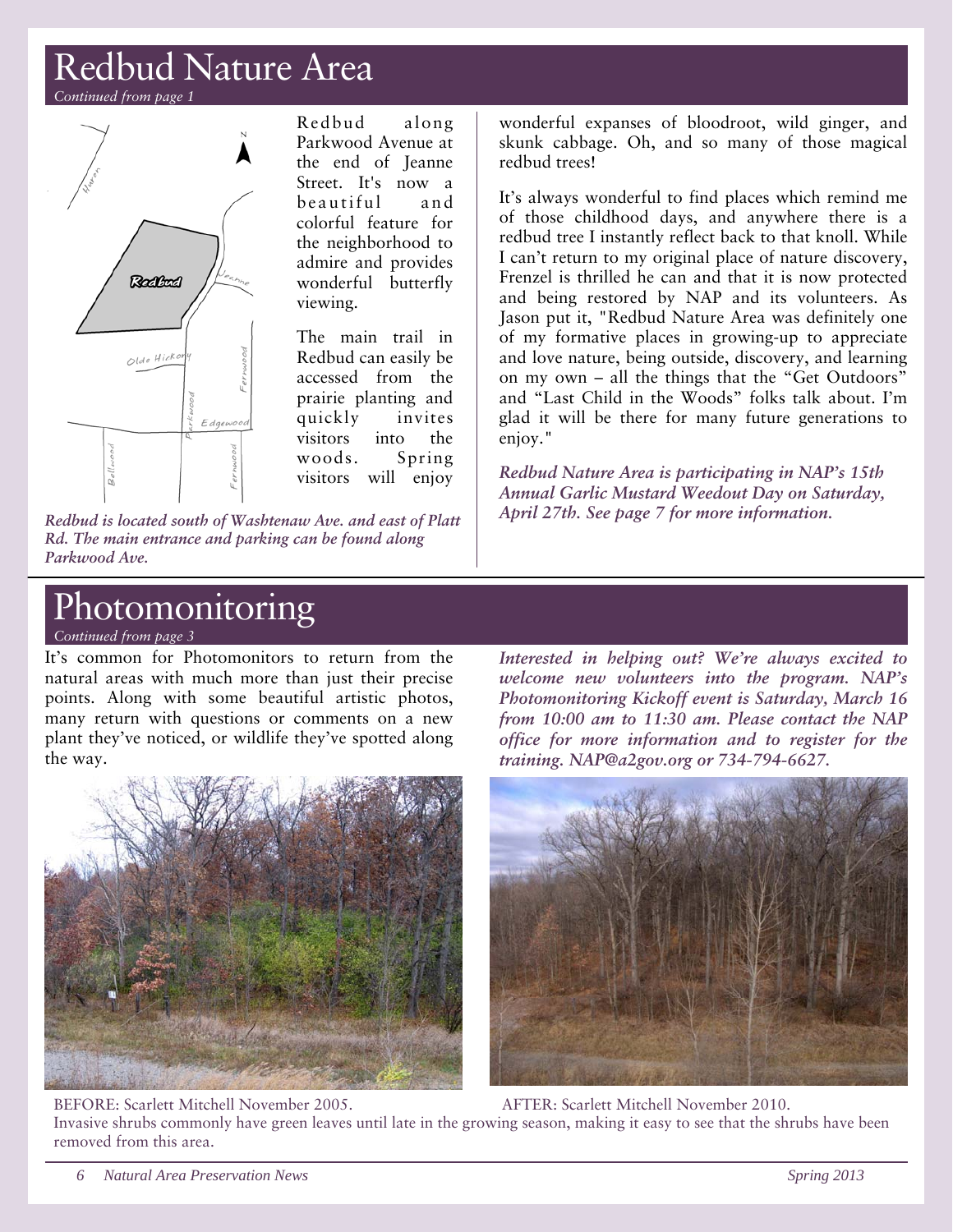# Redbud Nature Area

*Continued from page 1*

Redbud along Parkwood Avenue at the end of Jeanne Street. It's now a beautiful and colorful feature for the neighborhood to admire and provides wonderful butterfly viewing.

The main trail in Redbud can easily be accessed from the prairie planting and quickly invites visitors into the woods. Spring visitors will enjoy wonderful expanses of bloodroot, wild ginger, and skunk cabbage. Oh, and so many of those magical redbud trees!

***Redbud is located south of Washtenaw Ave. and east of Platt Rd. The main entrance and parking can be found along Parkwood Ave.***

It's always wonderful to find places which remind me of those childhood days, and anywhere there is a redbud tree I instantly reflect back to that knoll. While I can't return to my original place of nature discovery, Frenzel is thrilled he can and that it is now protected and being restored by NAP and its volunteers. As Jason put it, "Redbud Nature Area was definitely one of my formative places in growing-up to appreciate and love nature, being outside, discovery, and learning on my own – all the things that the "Get Outdoors" and "Last Child in the Woods" folks talk about. I'm glad it will be there for many future generations to enjoy."

***Redbud Nature Area is participating in NAP's 15th Annual Garlic Mustard Weedout Day on Saturday, April 27th. See page 7 for more information.***

# Photomonitoring

*Continued from page 3*

It's common for Photomonitors to return from the natural areas with much more than just their precise points. Along with some beautiful artistic photos, many return with questions or comments on a new plant they've noticed, or wildlife they've spotted along the way.

***Interested in helping out? We're always excited to welcome new volunteers into the program. NAP's Photomonitoring Kickoff event is Saturday, March 16 from 10:00 am to 11:30 am. Please contact the NAP office for more information and to register for the training. NAP@a2gov.org or 734-794-6627.***

BEFORE: Scarlett Mitchell November 2005.

AFTER: Scarlett Mitchell November 2010.

Invasive shrubs commonly have green leaves until late in the growing season, making it easy to see that the shrubs have been removed from this area.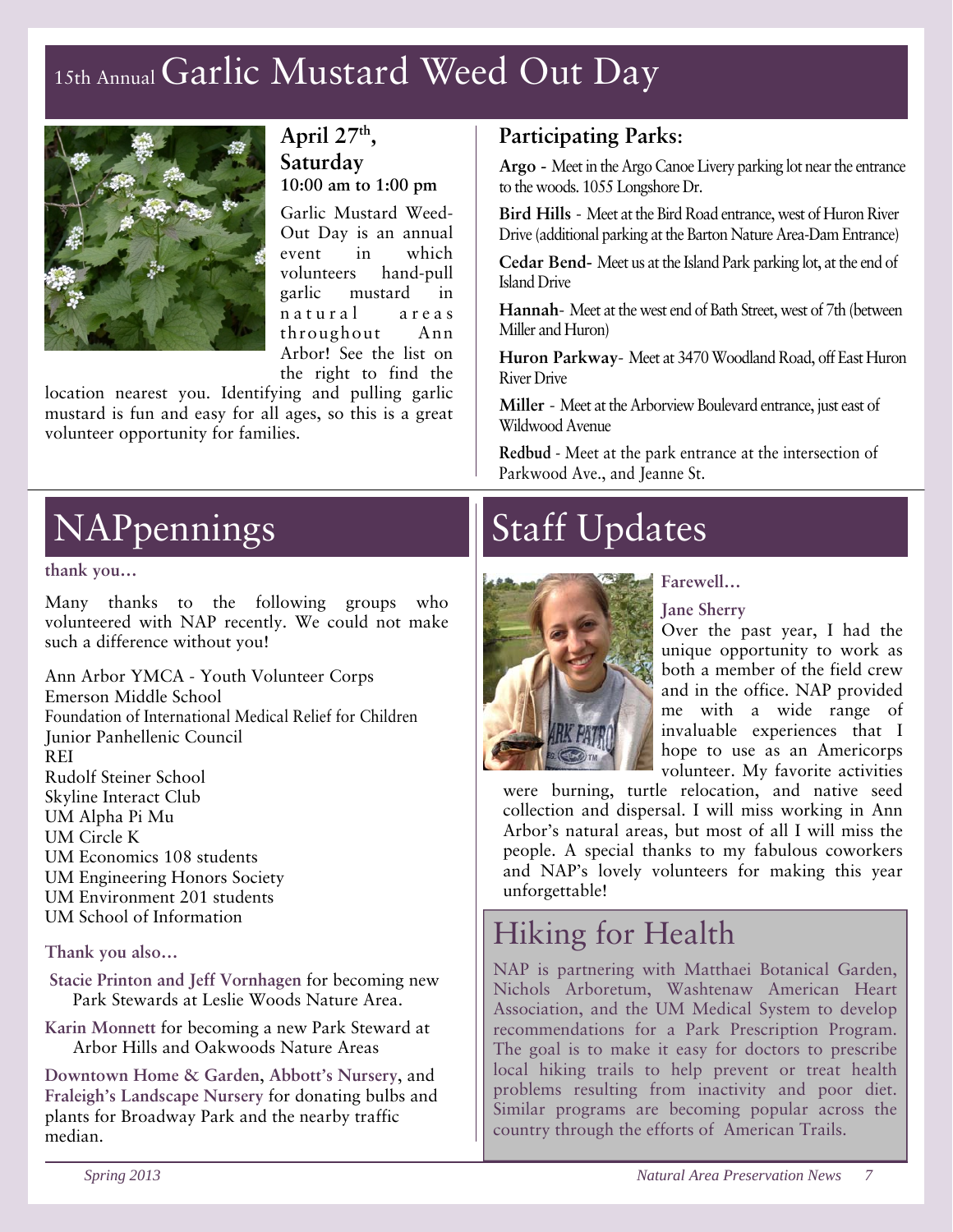# 15th Annual Garlic Mustard Weed Out Day

**April 27th, Saturday**
**10:00 am to 1:00 pm**

Garlic Mustard Weed-Out Day is an annual event in which volunteers hand-pull garlic mustard in natural areas throughout Ann Arbor! See the list on the right to find the location nearest you. Identifying and pulling garlic mustard is fun and easy for all ages, so this is a great volunteer opportunity for families.

### Participating Parks:

**Argo** - Meet in the Argo Canoe Livery parking lot near the entrance to the woods. 1055 Longshore Dr.

**Bird Hills** - Meet at the Bird Road entrance, west of Huron River Drive (additional parking at the Barton Nature Area-Dam Entrance)

**Cedar Bend**- Meet us at the Island Park parking lot, at the end of Island Drive

**Hannah**- Meet at the west end of Bath Street, west of 7th (between Miller and Huron)

**Huron Parkway**- Meet at 3470 Woodland Road, off East Huron River Drive

**Miller** - Meet at the Arborview Boulevard entrance, just east of Wildwood Avenue

**Redbud** - Meet at the park entrance at the intersection of Parkwood Ave., and Jeanne St.

# NAPpennings

**thank you…**

Many thanks to the following groups who volunteered with NAP recently. We could not make such a difference without you!

Ann Arbor YMCA - Youth Volunteer Corps
Emerson Middle School
Foundation of International Medical Relief for Children
Junior Panhellenic Council
REI
Rudolf Steiner School
Skyline Interact Club
UM Alpha Pi Mu
UM Circle K
UM Economics 108 students
UM Engineering Honors Society
UM Environment 201 students
UM School of Information

**Thank you also…**

**Stacie Printon and Jeff Vornhagen** for becoming new Park Stewards at Leslie Woods Nature Area.

**Karin Monnett** for becoming a new Park Steward at Arbor Hills and Oakwoods Nature Areas

**Downtown Home & Garden**, **Abbott's Nursery**, and **Fraleigh's Landscape Nursery** for donating bulbs and plants for Broadway Park and the nearby traffic median.

# Staff Updates

**Farewell…**

**Jane Sherry**

Over the past year, I had the unique opportunity to work as both a member of the field crew and in the office. NAP provided me with a wide range of invaluable experiences that I hope to use as an Americorps volunteer. My favorite activities were burning, turtle relocation, and native seed collection and dispersal. I will miss working in Ann Arbor's natural areas, but most of all I will miss the people. A special thanks to my fabulous coworkers and NAP's lovely volunteers for making this year unforgettable!

# Hiking for Health

NAP is partnering with Matthaei Botanical Garden, Nichols Arboretum, Washtenaw American Heart Association, and the UM Medical System to develop recommendations for a Park Prescription Program. The goal is to make it easy for doctors to prescribe local hiking trails to help prevent or treat health problems resulting from inactivity and poor diet. Similar programs are becoming popular across the country through the efforts of American Trails.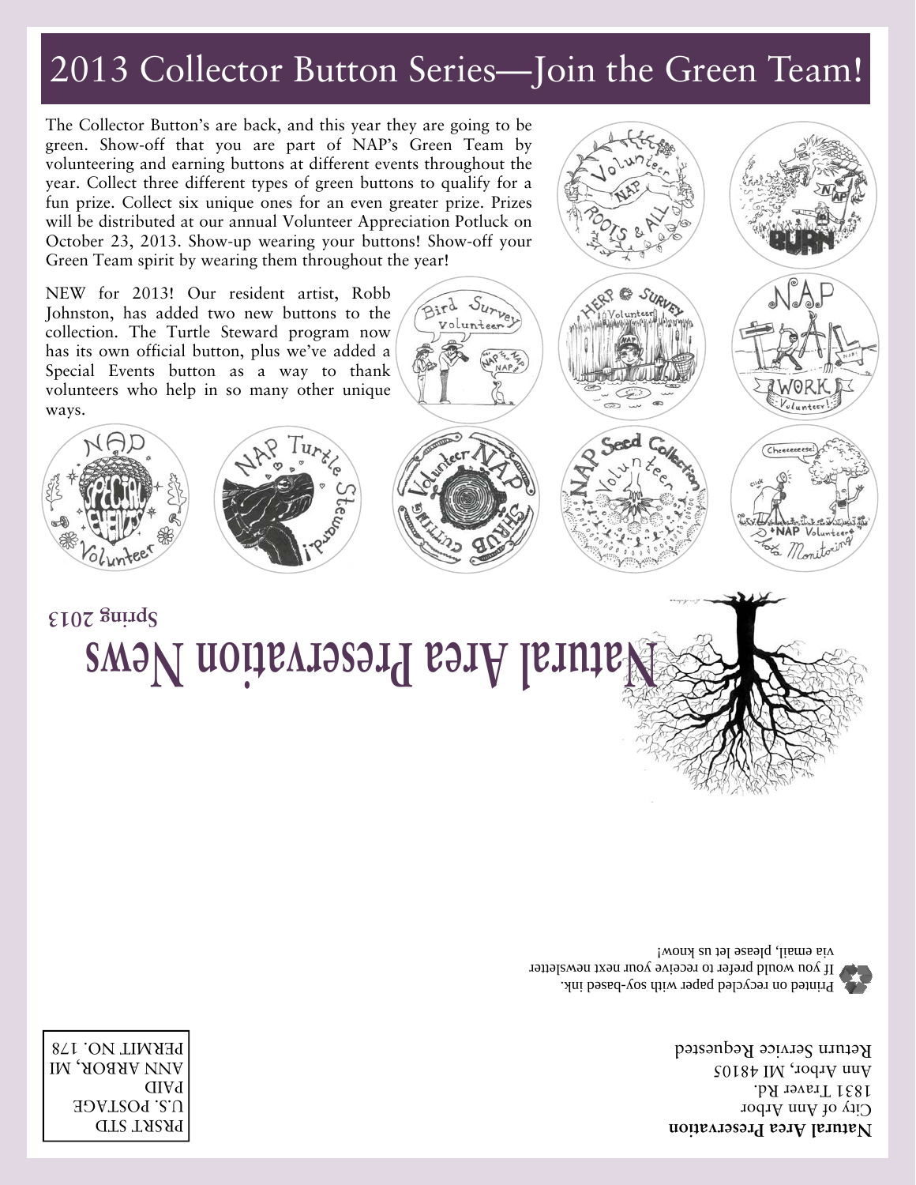# 2013 Collector Button Series—Join the Green Team!

The Collector Button's are back, and this year they are going to be green. Show-off that you are part of NAP's Green Team by volunteering and earning buttons at different events throughout the year. Collect three different types of green buttons to qualify for a fun prize. Collect six unique ones for an even greater prize. Prizes will be distributed at our annual Volunteer Appreciation Potluck on October 23, 2013. Show-up wearing your buttons! Show-off your Green Team spirit by wearing them throughout the year!

NEW for 2013! Our resident artist, Robb Johnston, has added two new buttons to the collection. The Turtle Steward program now has its own official button, plus we've added a Special Events button as a way to thank volunteers who help in so many other unique ways.

# Natural Area Preservation News

Spring 2013

Printed on recycled paper with soy-based ink.
If you would prefer to receive your next newsletter via email, please let us know!

**Natural Area Preservation**
City of Ann Arbor
1831 Traver Rd.
Ann Arbor, MI 48105
Return Service Requested

PRSRT STD
U.S. POSTAGE
PAID
ANN ARBOR, MI
PERMIT NO. 178